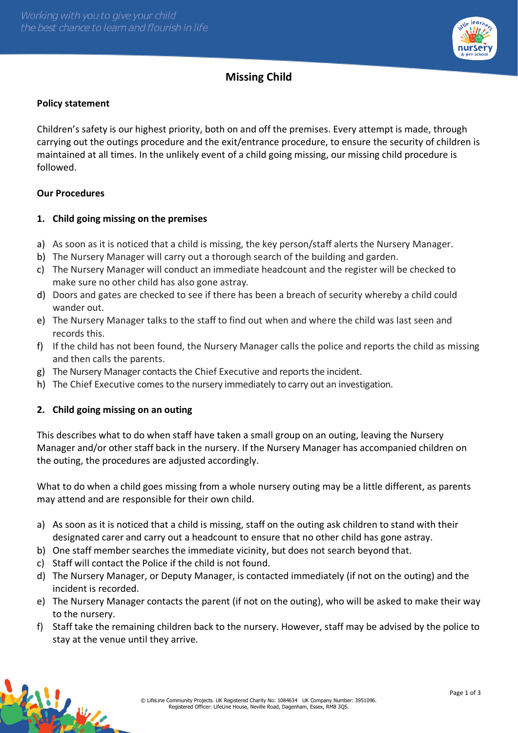# Missing Child

## Policy statement

Children's safety is our highest priority, both on and off the premises. Every attempt is made, through carrying out the outings procedure and the exit/entrance procedure, to ensure the security of children is maintained at all times. In the unlikely event of a child going missing, our missing child procedure is followed.

## Our Procedures

### 1. Child going missing on the premises

a) As soon as it is noticed that a child is missing, the key person/staff alerts the Nursery Manager.
b) The Nursery Manager will carry out a thorough search of the building and garden.
c) The Nursery Manager will conduct an immediate headcount and the register will be checked to make sure no other child has also gone astray.
d) Doors and gates are checked to see if there has been a breach of security whereby a child could wander out.
e) The Nursery Manager talks to the staff to find out when and where the child was last seen and records this.
f) If the child has not been found, the Nursery Manager calls the police and reports the child as missing and then calls the parents.
g) The Nursery Manager contacts the Chief Executive and reports the incident.
h) The Chief Executive comes to the nursery immediately to carry out an investigation.

### 2. Child going missing on an outing

This describes what to do when staff have taken a small group on an outing, leaving the Nursery Manager and/or other staff back in the nursery. If the Nursery Manager has accompanied children on the outing, the procedures are adjusted accordingly.

What to do when a child goes missing from a whole nursery outing may be a little different, as parents may attend and are responsible for their own child.

a) As soon as it is noticed that a child is missing, staff on the outing ask children to stand with their designated carer and carry out a headcount to ensure that no other child has gone astray.
b) One staff member searches the immediate vicinity, but does not search beyond that.
c) Staff will contact the Police if the child is not found.
d) The Nursery Manager, or Deputy Manager, is contacted immediately (if not on the outing) and the incident is recorded.
e) The Nursery Manager contacts the parent (if not on the outing), who will be asked to make their way to the nursery.
f) Staff take the remaining children back to the nursery. However, staff may be advised by the police to stay at the venue until they arrive.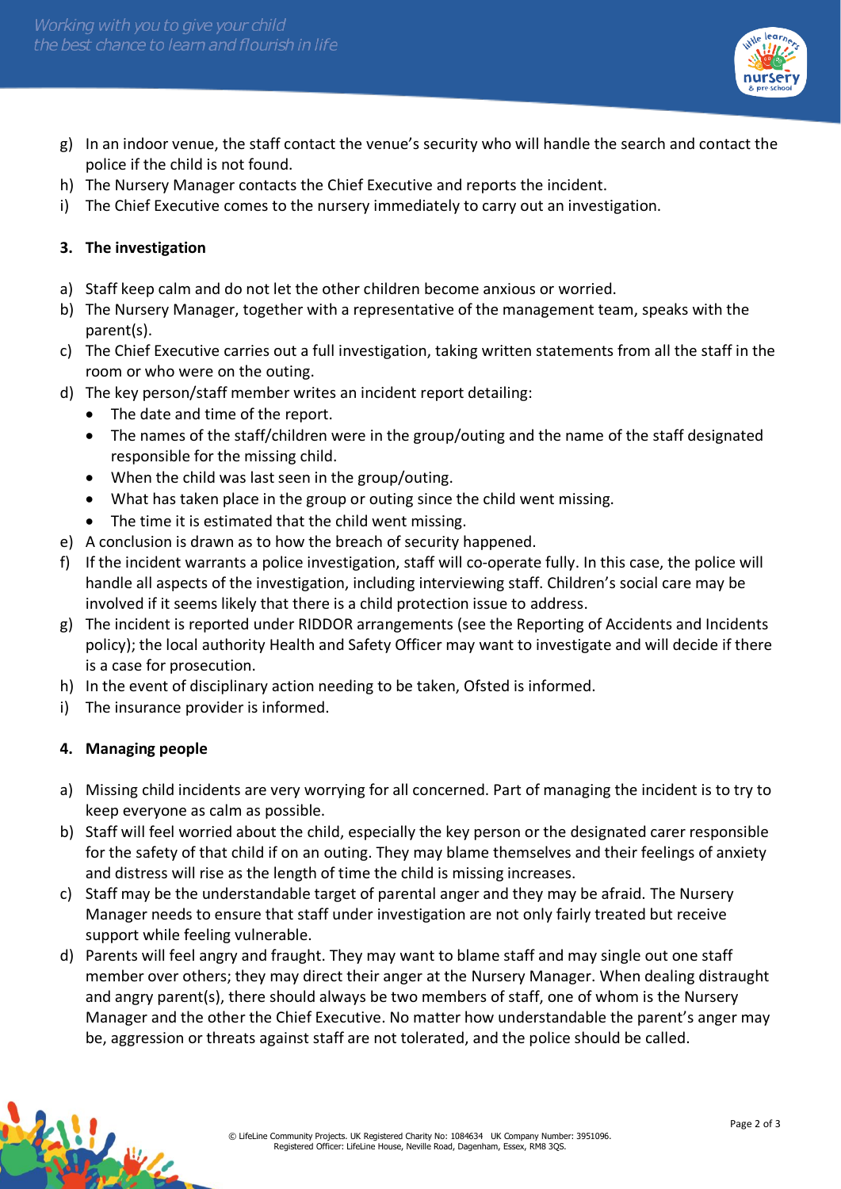g) In an indoor venue, the staff contact the venue's security who will handle the search and contact the police if the child is not found.
h) The Nursery Manager contacts the Chief Executive and reports the incident.
i) The Chief Executive comes to the nursery immediately to carry out an investigation.

## 3. The investigation

a) Staff keep calm and do not let the other children become anxious or worried.
b) The Nursery Manager, together with a representative of the management team, speaks with the parent(s).
c) The Chief Executive carries out a full investigation, taking written statements from all the staff in the room or who were on the outing.
d) The key person/staff member writes an incident report detailing:
    - The date and time of the report.
    - The names of the staff/children were in the group/outing and the name of the staff designated responsible for the missing child.
    - When the child was last seen in the group/outing.
    - What has taken place in the group or outing since the child went missing.
    - The time it is estimated that the child went missing.
e) A conclusion is drawn as to how the breach of security happened.
f) If the incident warrants a police investigation, staff will co-operate fully. In this case, the police will handle all aspects of the investigation, including interviewing staff. Children's social care may be involved if it seems likely that there is a child protection issue to address.
g) The incident is reported under RIDDOR arrangements (see the Reporting of Accidents and Incidents policy); the local authority Health and Safety Officer may want to investigate and will decide if there is a case for prosecution.
h) In the event of disciplinary action needing to be taken, Ofsted is informed.
i) The insurance provider is informed.

## 4. Managing people

a) Missing child incidents are very worrying for all concerned. Part of managing the incident is to try to keep everyone as calm as possible.
b) Staff will feel worried about the child, especially the key person or the designated carer responsible for the safety of that child if on an outing. They may blame themselves and their feelings of anxiety and distress will rise as the length of time the child is missing increases.
c) Staff may be the understandable target of parental anger and they may be afraid. The Nursery Manager needs to ensure that staff under investigation are not only fairly treated but receive support while feeling vulnerable.
d) Parents will feel angry and fraught. They may want to blame staff and may single out one staff member over others; they may direct their anger at the Nursery Manager. When dealing distraught and angry parent(s), there should always be two members of staff, one of whom is the Nursery Manager and the other the Chief Executive. No matter how understandable the parent's anger may be, aggression or threats against staff are not tolerated, and the police should be called.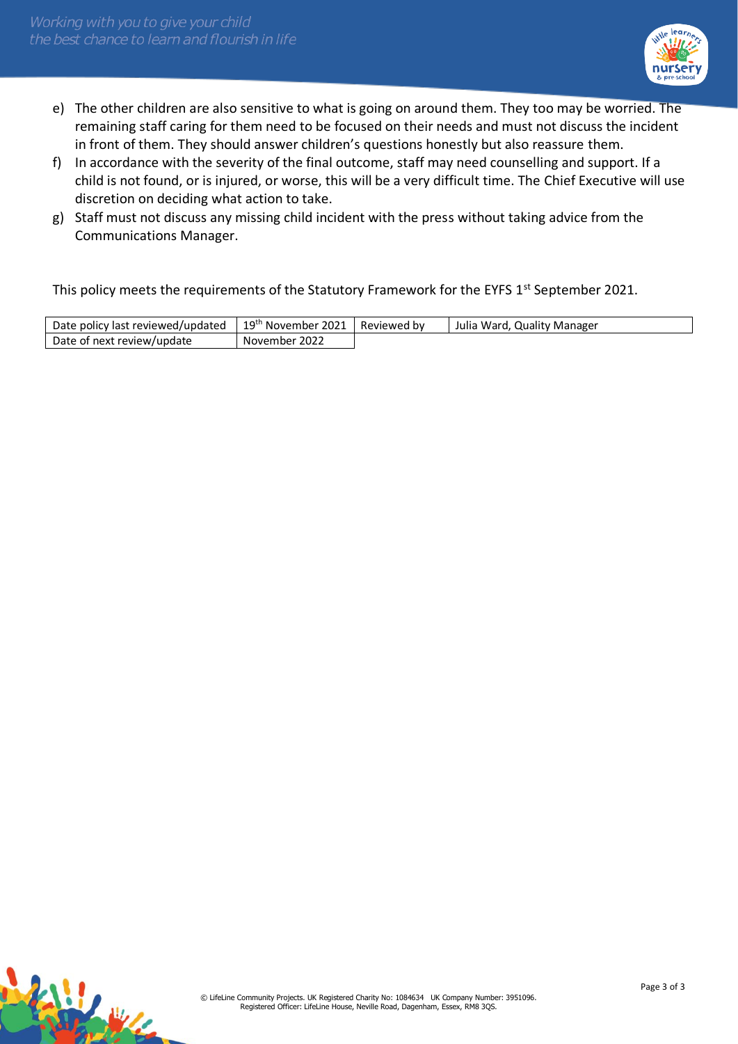e) The other children are also sensitive to what is going on around them. They too may be worried. The remaining staff caring for them need to be focused on their needs and must not discuss the incident in front of them. They should answer children's questions honestly but also reassure them.
f) In accordance with the severity of the final outcome, staff may need counselling and support. If a child is not found, or is injured, or worse, this will be a very difficult time. The Chief Executive will use discretion on deciding what action to take.
g) Staff must not discuss any missing child incident with the press without taking advice from the Communications Manager.

This policy meets the requirements of the Statutory Framework for the EYFS 1st September 2021.

| | | | |
|---|---|---|---|
| Date policy last reviewed/updated | 19th November 2021 | Reviewed by | Julia Ward, Quality Manager |
| Date of next review/update | November 2022 | | |

© LifeLine Community Projects. UK Registered Charity No: 1084634 UK Company Number: 3951096.
Registered Officer: LifeLine House, Neville Road, Dagenham, Essex, RM8 3QS.